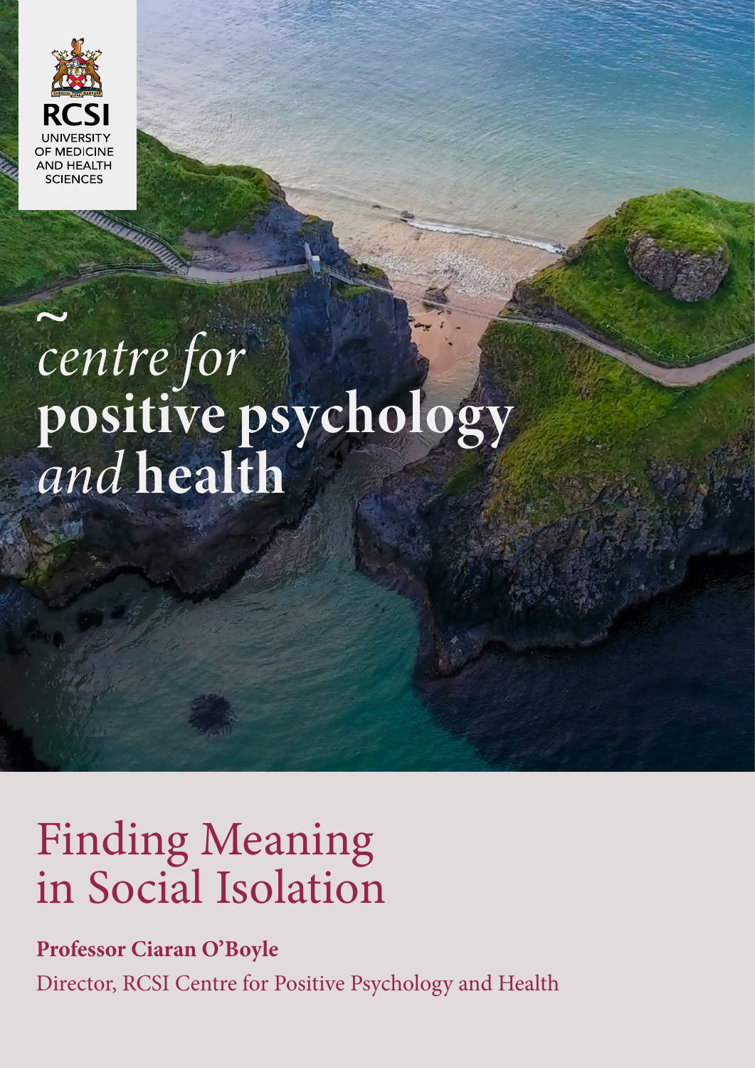RCSI UNIVERSITY OF MEDICINE AND HEALTH SCIENCES

~ *centre for* **positive psychology** *and* **health**

# Finding Meaning in Social Isolation

**Professor Ciaran O'Boyle**

Director, RCSI Centre for Positive Psychology and Health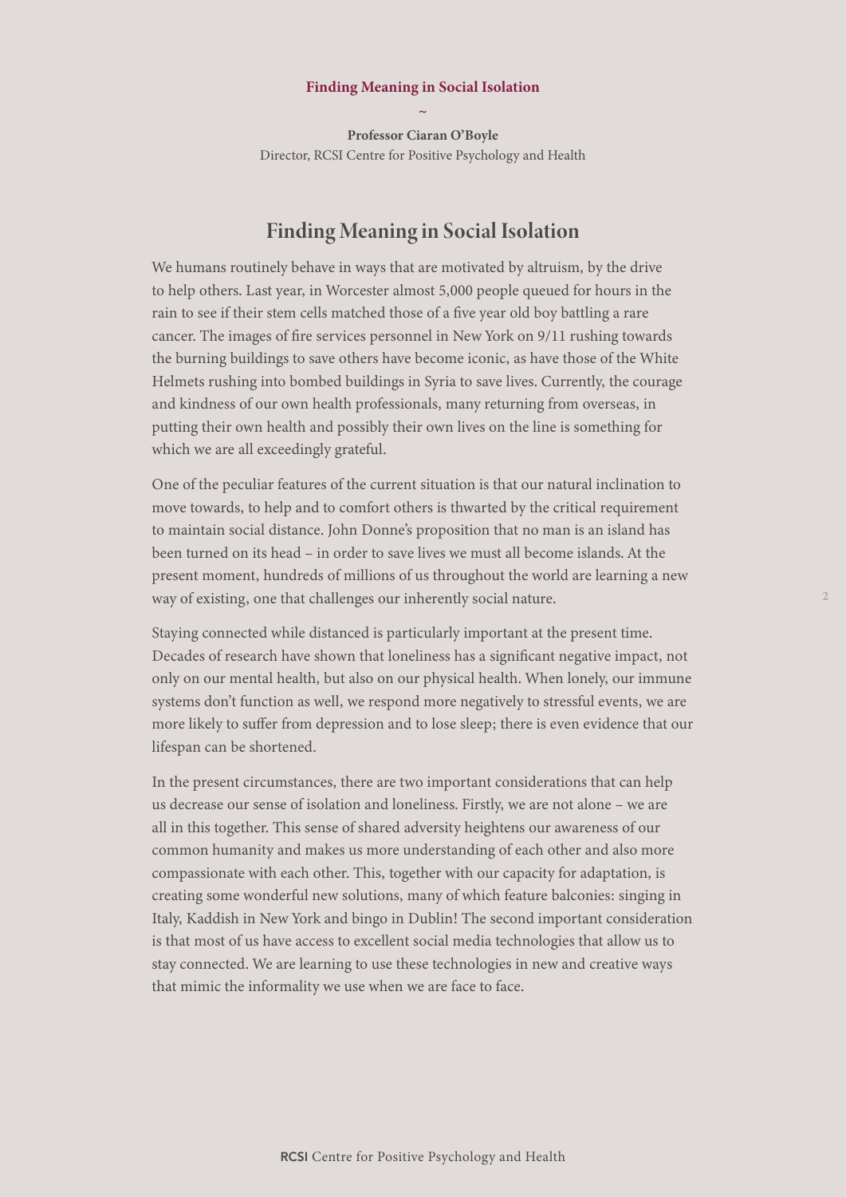**Finding Meaning in Social Isolation**

~

**Professor Ciaran O'Boyle**
Director, RCSI Centre for Positive Psychology and Health

## Finding Meaning in Social Isolation

We humans routinely behave in ways that are motivated by altruism, by the drive to help others. Last year, in Worcester almost 5,000 people queued for hours in the rain to see if their stem cells matched those of a five year old boy battling a rare cancer. The images of fire services personnel in New York on 9/11 rushing towards the burning buildings to save others have become iconic, as have those of the White Helmets rushing into bombed buildings in Syria to save lives. Currently, the courage and kindness of our own health professionals, many returning from overseas, in putting their own health and possibly their own lives on the line is something for which we are all exceedingly grateful.

One of the peculiar features of the current situation is that our natural inclination to move towards, to help and to comfort others is thwarted by the critical requirement to maintain social distance. John Donne's proposition that no man is an island has been turned on its head – in order to save lives we must all become islands. At the present moment, hundreds of millions of us throughout the world are learning a new way of existing, one that challenges our inherently social nature.

Staying connected while distanced is particularly important at the present time. Decades of research have shown that loneliness has a significant negative impact, not only on our mental health, but also on our physical health. When lonely, our immune systems don't function as well, we respond more negatively to stressful events, we are more likely to suffer from depression and to lose sleep; there is even evidence that our lifespan can be shortened.

In the present circumstances, there are two important considerations that can help us decrease our sense of isolation and loneliness. Firstly, we are not alone – we are all in this together. This sense of shared adversity heightens our awareness of our common humanity and makes us more understanding of each other and also more compassionate with each other. This, together with our capacity for adaptation, is creating some wonderful new solutions, many of which feature balconies: singing in Italy, Kaddish in New York and bingo in Dublin! The second important consideration is that most of us have access to excellent social media technologies that allow us to stay connected. We are learning to use these technologies in new and creative ways that mimic the informality we use when we are face to face.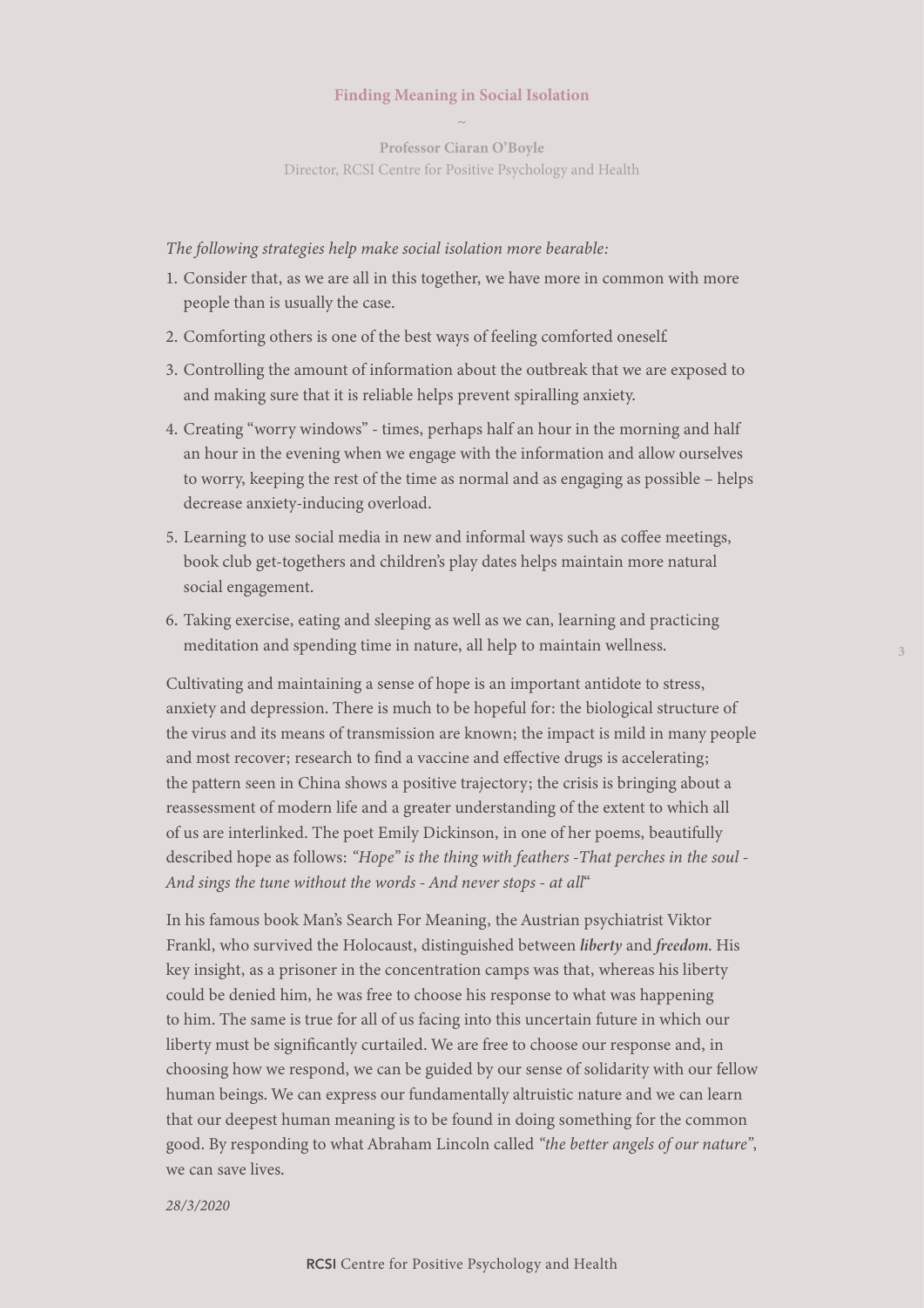# Finding Meaning in Social Isolation

~

**Professor Ciaran O'Boyle**
Director, RCSI Centre for Positive Psychology and Health

*The following strategies help make social isolation more bearable:*

1. Consider that, as we are all in this together, we have more in common with more people than is usually the case.
2. Comforting others is one of the best ways of feeling comforted oneself.
3. Controlling the amount of information about the outbreak that we are exposed to and making sure that it is reliable helps prevent spiralling anxiety.
4. Creating "worry windows" - times, perhaps half an hour in the morning and half an hour in the evening when we engage with the information and allow ourselves to worry, keeping the rest of the time as normal and as engaging as possible – helps decrease anxiety-inducing overload.
5. Learning to use social media in new and informal ways such as coffee meetings, book club get-togethers and children's play dates helps maintain more natural social engagement.
6. Taking exercise, eating and sleeping as well as we can, learning and practicing meditation and spending time in nature, all help to maintain wellness.

Cultivating and maintaining a sense of hope is an important antidote to stress, anxiety and depression. There is much to be hopeful for: the biological structure of the virus and its means of transmission are known; the impact is mild in many people and most recover; research to find a vaccine and effective drugs is accelerating; the pattern seen in China shows a positive trajectory; the crisis is bringing about a reassessment of modern life and a greater understanding of the extent to which all of us are interlinked. The poet Emily Dickinson, in one of her poems, beautifully described hope as follows: *"Hope" is the thing with feathers -That perches in the soul - And sings the tune without the words - And never stops - at all*"

In his famous book Man's Search For Meaning, the Austrian psychiatrist Viktor Frankl, who survived the Holocaust, distinguished between ***liberty*** and ***freedom***. His key insight, as a prisoner in the concentration camps was that, whereas his liberty could be denied him, he was free to choose his response to what was happening to him. The same is true for all of us facing into this uncertain future in which our liberty must be significantly curtailed. We are free to choose our response and, in choosing how we respond, we can be guided by our sense of solidarity with our fellow human beings. We can express our fundamentally altruistic nature and we can learn that our deepest human meaning is to be found in doing something for the common good. By responding to what Abraham Lincoln called *"the better angels of our nature"*, we can save lives.

*28/3/2020*